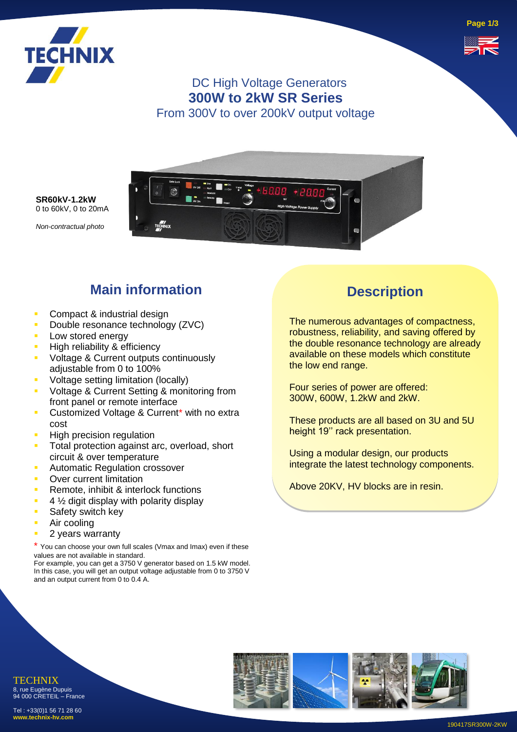# DC High Voltage Generators
## 300W to 2kW SR Series
From 300V to over 200kV output voltage

**SR60kV-1.2kW**
0 to 60kV, 0 to 20mA

*Non-contractual photo*

## Main information

- Compact & industrial design
- Double resonance technology (ZVC)
- Low stored energy
- High reliability & efficiency
- Voltage & Current outputs continuously adjustable from 0 to 100%
- Voltage setting limitation (locally)
- Voltage & Current Setting & monitoring from front panel or remote interface
- Customized Voltage & Current* with no extra cost
- High precision regulation
- Total protection against arc, overload, short circuit & over temperature
- Automatic Regulation crossover
- Over current limitation
- Remote, inhibit & interlock functions
- 4 ½ digit display with polarity display
- Safety switch key
- Air cooling
- 2 years warranty

\* You can choose your own full scales (Vmax and Imax) even if these values are not available in standard.
For example, you can get a 3750 V generator based on 1.5 kW model. In this case, you will get an output voltage adjustable from 0 to 3750 V and an output current from 0 to 0.4 A.

## Description

The numerous advantages of compactness, robustness, reliability, and saving offered by the double resonance technology are already available on these models which constitute the low end range.

Four series of power are offered: 300W, 600W, 1.2kW and 2kW.

These products are all based on 3U and 5U height 19'' rack presentation.

Using a modular design, our products integrate the latest technology components.

Above 20KV, HV blocks are in resin.

TECHNIX
8, rue Eugène Dupuis
94 000 CRETEIL – France

Tel : +33(0)1 56 71 28 60
**www.technix-hv.com**

190417SR300W-2KW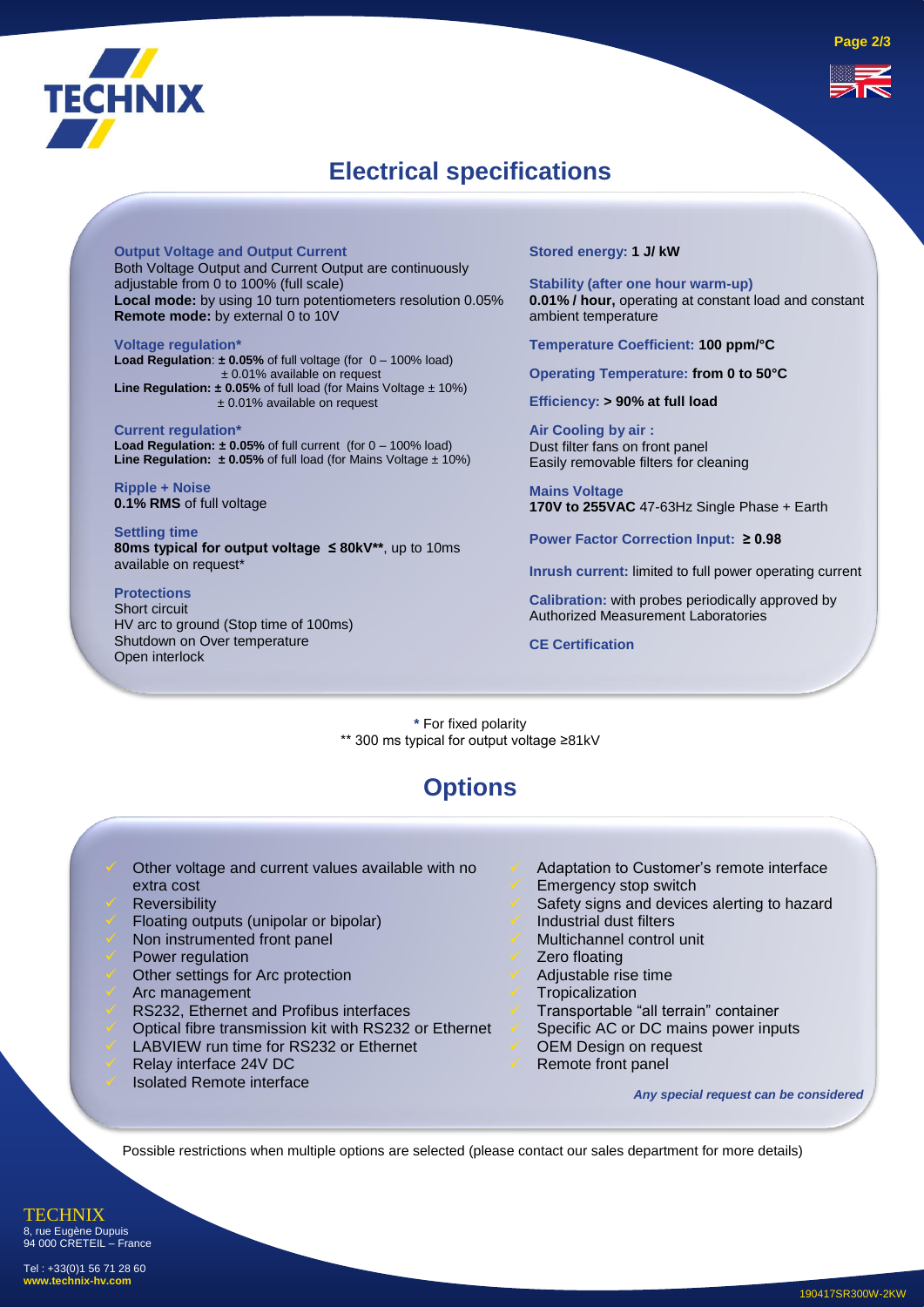## Electrical specifications

**Output Voltage and Output Current**
Both Voltage Output and Current Output are continuously adjustable from 0 to 100% (full scale)
**Local mode:** by using 10 turn potentiometers resolution 0.05%
**Remote mode:** by external 0 to 10V

**Voltage regulation***
**Load Regulation**: **± 0.05%** of full voltage (for 0 – 100% load)
± 0.01% available on request
**Line Regulation: ± 0.05%** of full load (for Mains Voltage ± 10%)
± 0.01% available on request

**Current regulation***
**Load Regulation: ± 0.05%** of full current (for 0 – 100% load)
**Line Regulation: ± 0.05%** of full load (for Mains Voltage ± 10%)

**Ripple + Noise**
**0.1% RMS** of full voltage

**Settling time**
**80ms typical for output voltage ≤ 80kV****, up to 10ms available on request*

**Protections**
Short circuit
HV arc to ground (Stop time of 100ms)
Shutdown on Over temperature
Open interlock

**Stored energy: 1 J/ kW**

**Stability (after one hour warm-up)**
**0.01% / hour,** operating at constant load and constant ambient temperature

**Temperature Coefficient: 100 ppm/°C**

**Operating Temperature: from 0 to 50°C**

**Efficiency: > 90% at full load**

**Air Cooling by air :**
Dust filter fans on front panel
Easily removable filters for cleaning

**Mains Voltage**
**170V to 255VAC** 47-63Hz Single Phase + Earth

**Power Factor Correction Input: ≥ 0.98**

**Inrush current:** limited to full power operating current

**Calibration:** with probes periodically approved by Authorized Measurement Laboratories

**CE Certification**

\* For fixed polarity
** 300 ms typical for output voltage ≥81kV

## Options

- Other voltage and current values available with no extra cost
- Reversibility
- Floating outputs (unipolar or bipolar)
- Non instrumented front panel
- Power regulation
- Other settings for Arc protection
- Arc management
- RS232, Ethernet and Profibus interfaces
- Optical fibre transmission kit with RS232 or Ethernet
- LABVIEW run time for RS232 or Ethernet
- Relay interface 24V DC
- Isolated Remote interface
- Adaptation to Customer's remote interface
- Emergency stop switch
- Safety signs and devices alerting to hazard
- Industrial dust filters
- Multichannel control unit
- Zero floating
- Adjustable rise time
- Tropicalization
- Transportable "all terrain" container
- Specific AC or DC mains power inputs
- OEM Design on request
- Remote front panel

***Any special request can be considered***

Possible restrictions when multiple options are selected (please contact our sales department for more details)

TECHNIX
8, rue Eugène Dupuis
94 000 CRETEIL – France

Tel : +33(0)1 56 71 28 60
**www.technix-hv.com**

190417SR300W-2KW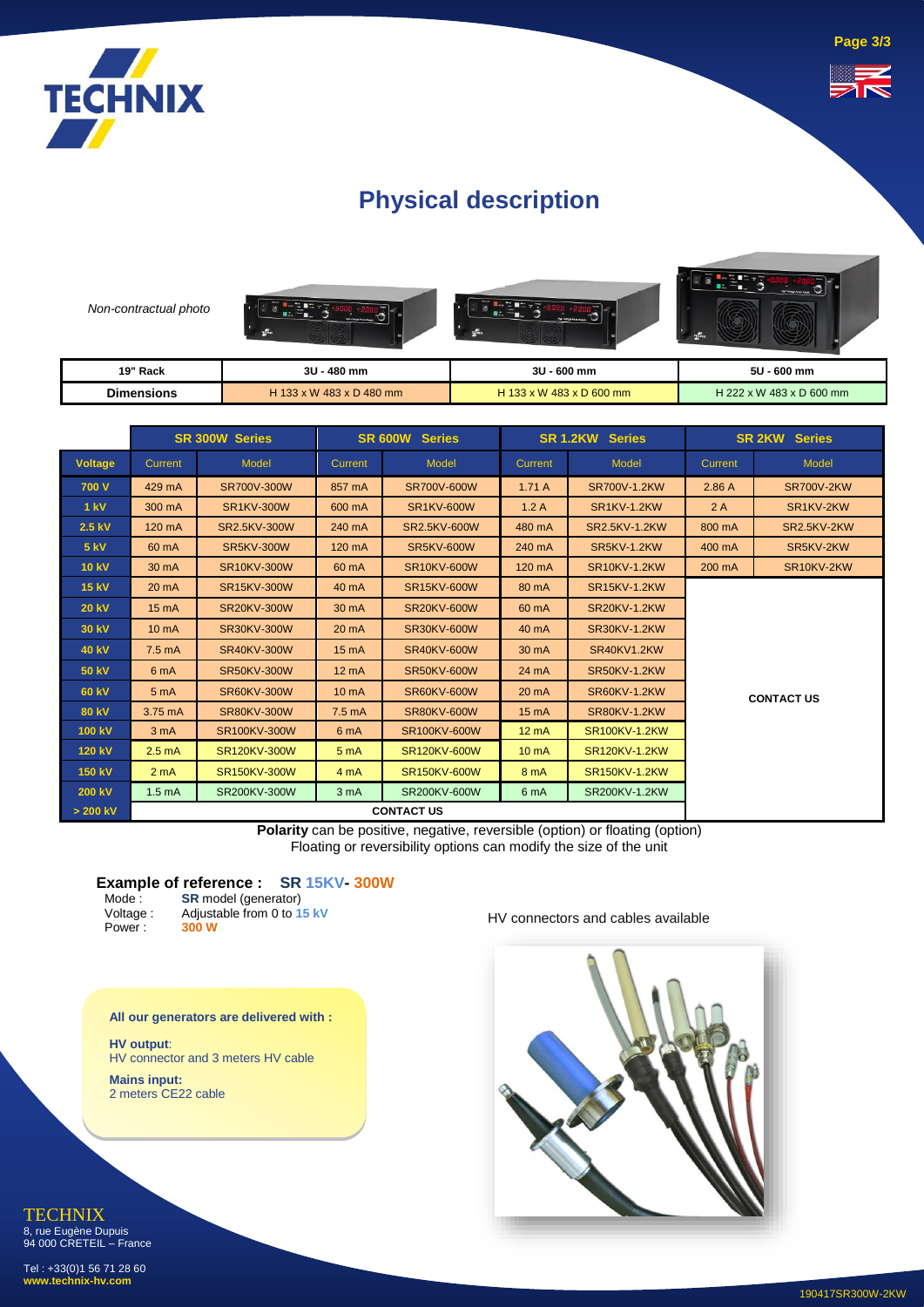# Physical description

*Non-contractual photo*

| 19" Rack | 3U - 480 mm | 3U - 600 mm | 5U - 600 mm |
|---|---|---|---|
| Dimensions | H 133 x W 483 x D 480 mm | H 133 x W 483 x D 600 mm | H 222 x W 483 x D 600 mm |

| | SR 300W Series | | SR 600W Series | | SR 1.2KW Series | | SR 2KW Series | |
|---|---|---|---|---|---|---|---|---|
| Voltage | Current | Model | Current | Model | Current | Model | Current | Model |
| 700 V | 429 mA | SR700V-300W | 857 mA | SR700V-600W | 1.71 A | SR700V-1.2KW | 2.86 A | SR700V-2KW |
| 1 kV | 300 mA | SR1KV-300W | 600 mA | SR1KV-600W | 1.2 A | SR1KV-1.2KW | 2 A | SR1KV-2KW |
| 2.5 kV | 120 mA | SR2.5KV-300W | 240 mA | SR2.5KV-600W | 480 mA | SR2.5KV-1.2KW | 800 mA | SR2.5KV-2KW |
| 5 kV | 60 mA | SR5KV-300W | 120 mA | SR5KV-600W | 240 mA | SR5KV-1.2KW | 400 mA | SR5KV-2KW |
| 10 kV | 30 mA | SR10KV-300W | 60 mA | SR10KV-600W | 120 mA | SR10KV-1.2KW | 200 mA | SR10KV-2KW |
| 15 kV | 20 mA | SR15KV-300W | 40 mA | SR15KV-600W | 80 mA | SR15KV-1.2KW | CONTACT US | |
| 20 kV | 15 mA | SR20KV-300W | 30 mA | SR20KV-600W | 60 mA | SR20KV-1.2KW | | |
| 30 kV | 10 mA | SR30KV-300W | 20 mA | SR30KV-600W | 40 mA | SR30KV-1.2KW | | |
| 40 kV | 7.5 mA | SR40KV-300W | 15 mA | SR40KV-600W | 30 mA | SR40KV1.2KW | | |
| 50 kV | 6 mA | SR50KV-300W | 12 mA | SR50KV-600W | 24 mA | SR50KV-1.2KW | | |
| 60 kV | 5 mA | SR60KV-300W | 10 mA | SR60KV-600W | 20 mA | SR60KV-1.2KW | | |
| 80 kV | 3.75 mA | SR80KV-300W | 7.5 mA | SR80KV-600W | 15 mA | SR80KV-1.2KW | | |
| 100 kV | 3 mA | SR100KV-300W | 6 mA | SR100KV-600W | 12 mA | SR100KV-1.2KW | | |
| 120 kV | 2.5 mA | SR120KV-300W | 5 mA | SR120KV-600W | 10 mA | SR120KV-1.2KW | | |
| 150 kV | 2 mA | SR150KV-300W | 4 mA | SR150KV-600W | 8 mA | SR150KV-1.2KW | | |
| 200 kV | 1.5 mA | SR200KV-300W | 3 mA | SR200KV-600W | 6 mA | SR200KV-1.2KW | | |
| > 200 kV | CONTACT US | | | | | | | |

**Polarity** can be positive, negative, reversible (option) or floating (option)
Floating or reversibility options can modify the size of the unit

**Example of reference : SR 15KV- 300W**

Mode : **SR** model (generator)
Voltage : Adjustable from 0 to **15 kV**
Power : **300 W**

HV connectors and cables available

**All our generators are delivered with :**

**HV output**:
HV connector and 3 meters HV cable

**Mains input:**
2 meters CE22 cable

TECHNIX
8, rue Eugène Dupuis
94 000 CRETEIL – France

Tel : +33(0)1 56 71 28 60
**www.technix-hv.com**

190417SR300W-2KW